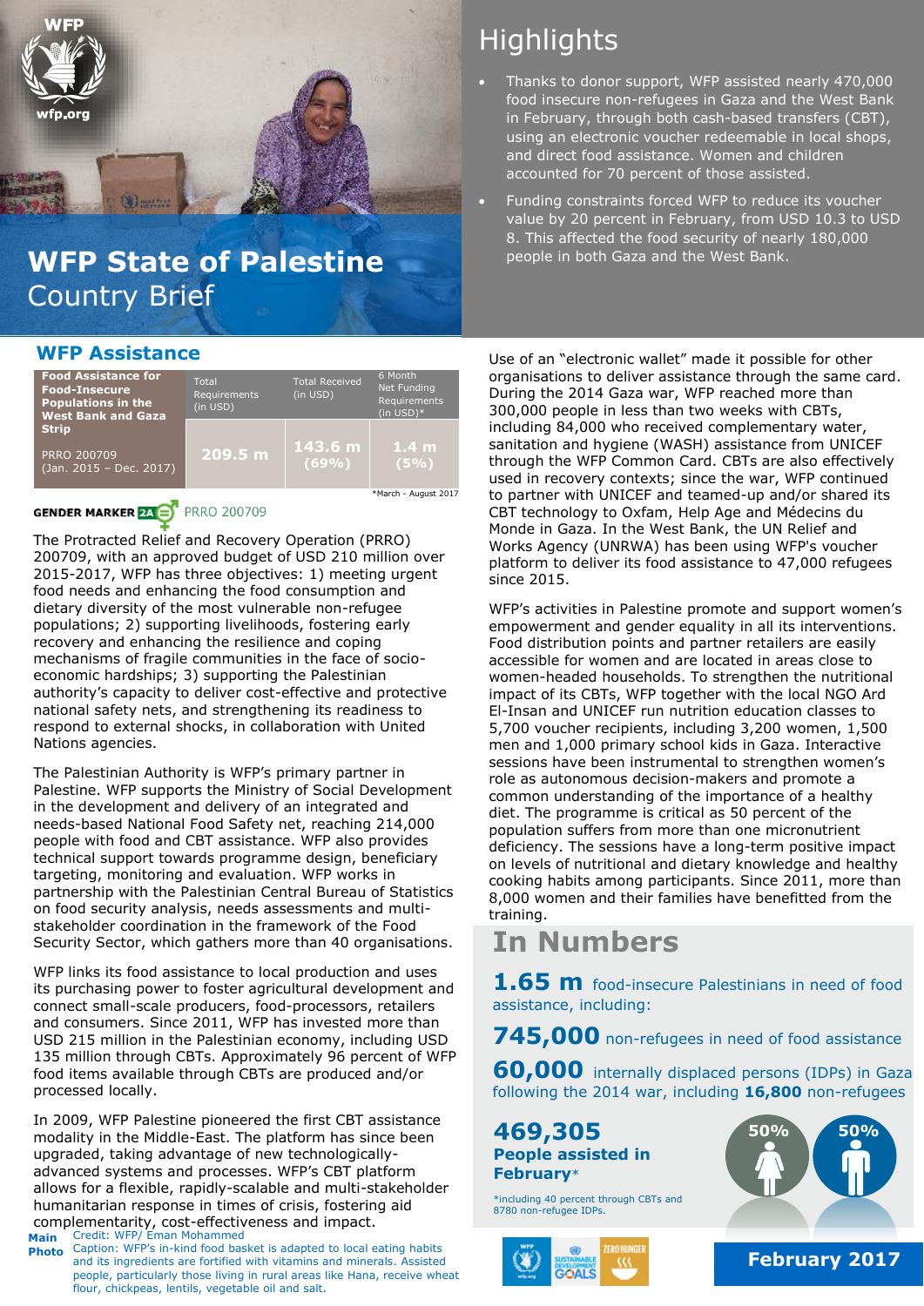# WFP State of Palestine Country Brief

## Highlights

- Thanks to donor support, WFP assisted nearly 470,000 food insecure non-refugees in Gaza and the West Bank in February, through both cash-based transfers (CBT), using an electronic voucher redeemable in local shops, and direct food assistance. Women and children accounted for 70 percent of those assisted.
- Funding constraints forced WFP to reduce its voucher value by 20 percent in February, from USD 10.3 to USD 8. This affected the food security of nearly 180,000 people in both Gaza and the West Bank.

## WFP Assistance

| Food Assistance for Food-Insecure Populations in the West Bank and Gaza Strip | Total Requirements (in USD) | Total Received (in USD) | 6 Month Net Funding Requirements (in USD)* |
|---|---|---|---|
| PRRO 200709 (Jan. 2015 – Dec. 2017) | 209.5 m | 143.6 m (69%) | 1.4 m (5%) |

*March - August 2017

GENDER MARKER 2A PRRO 200709

The Protracted Relief and Recovery Operation (PRRO) 200709, with an approved budget of USD 210 million over 2015-2017, WFP has three objectives: 1) meeting urgent food needs and enhancing the food consumption and dietary diversity of the most vulnerable non-refugee populations; 2) supporting livelihoods, fostering early recovery and enhancing the resilience and coping mechanisms of fragile communities in the face of socio-economic hardships; 3) supporting the Palestinian authority's capacity to deliver cost-effective and protective national safety nets, and strengthening its readiness to respond to external shocks, in collaboration with United Nations agencies.

The Palestinian Authority is WFP's primary partner in Palestine. WFP supports the Ministry of Social Development in the development and delivery of an integrated and needs-based National Food Safety net, reaching 214,000 people with food and CBT assistance. WFP also provides technical support towards programme design, beneficiary targeting, monitoring and evaluation. WFP works in partnership with the Palestinian Central Bureau of Statistics on food security analysis, needs assessments and multi-stakeholder coordination in the framework of the Food Security Sector, which gathers more than 40 organisations.

WFP links its food assistance to local production and uses its purchasing power to foster agricultural development and connect small-scale producers, food-processors, retailers and consumers. Since 2011, WFP has invested more than USD 215 million in the Palestinian economy, including USD 135 million through CBTs. Approximately 96 percent of WFP food items available through CBTs are produced and/or processed locally.

In 2009, WFP Palestine pioneered the first CBT assistance modality in the Middle-East. The platform has since been upgraded, taking advantage of new technologically-advanced systems and processes. WFP's CBT platform allows for a flexible, rapidly-scalable and multi-stakeholder humanitarian response in times of crisis, fostering aid complementarity, cost-effectiveness and impact.

Use of an "electronic wallet" made it possible for other organisations to deliver assistance through the same card. During the 2014 Gaza war, WFP reached more than 300,000 people in less than two weeks with CBTs, including 84,000 who received complementary water, sanitation and hygiene (WASH) assistance from UNICEF through the WFP Common Card. CBTs are also effectively used in recovery contexts; since the war, WFP continued to partner with UNICEF and teamed-up and/or shared its CBT technology to Oxfam, Help Age and Médecins du Monde in Gaza. In the West Bank, the UN Relief and Works Agency (UNRWA) has been using WFP's voucher platform to deliver its food assistance to 47,000 refugees since 2015.

WFP's activities in Palestine promote and support women's empowerment and gender equality in all its interventions. Food distribution points and partner retailers are easily accessible for women and are located in areas close to women-headed households. To strengthen the nutritional impact of its CBTs, WFP together with the local NGO Ard El-Insan and UNICEF run nutrition education classes to 5,700 voucher recipients, including 3,200 women, 1,500 men and 1,000 primary school kids in Gaza. Interactive sessions have been instrumental to strengthen women's role as autonomous decision-makers and promote a common understanding of the importance of a healthy diet. The programme is critical as 50 percent of the population suffers from more than one micronutrient deficiency. The sessions have a long-term positive impact on levels of nutritional and dietary knowledge and healthy cooking habits among participants. Since 2011, more than 8,000 women and their families have benefitted from the training.

## In Numbers

**1.65 m** food-insecure Palestinians in need of food assistance, including:

**745,000** non-refugees in need of food assistance

**60,000** internally displaced persons (IDPs) in Gaza following the 2014 war, including **16,800** non-refugees

**469,305**
**People assisted in February***

*including 40 percent through CBTs and 8780 non-refugee IDPs.

50% 50%

**February 2017**

**Main Photo** Credit: WFP/ Eman Mohammed
Caption: WFP's in-kind food basket is adapted to local eating habits and its ingredients are fortified with vitamins and minerals. Assisted people, particularly those living in rural areas like Hana, receive wheat flour, chickpeas, lentils, vegetable oil and salt.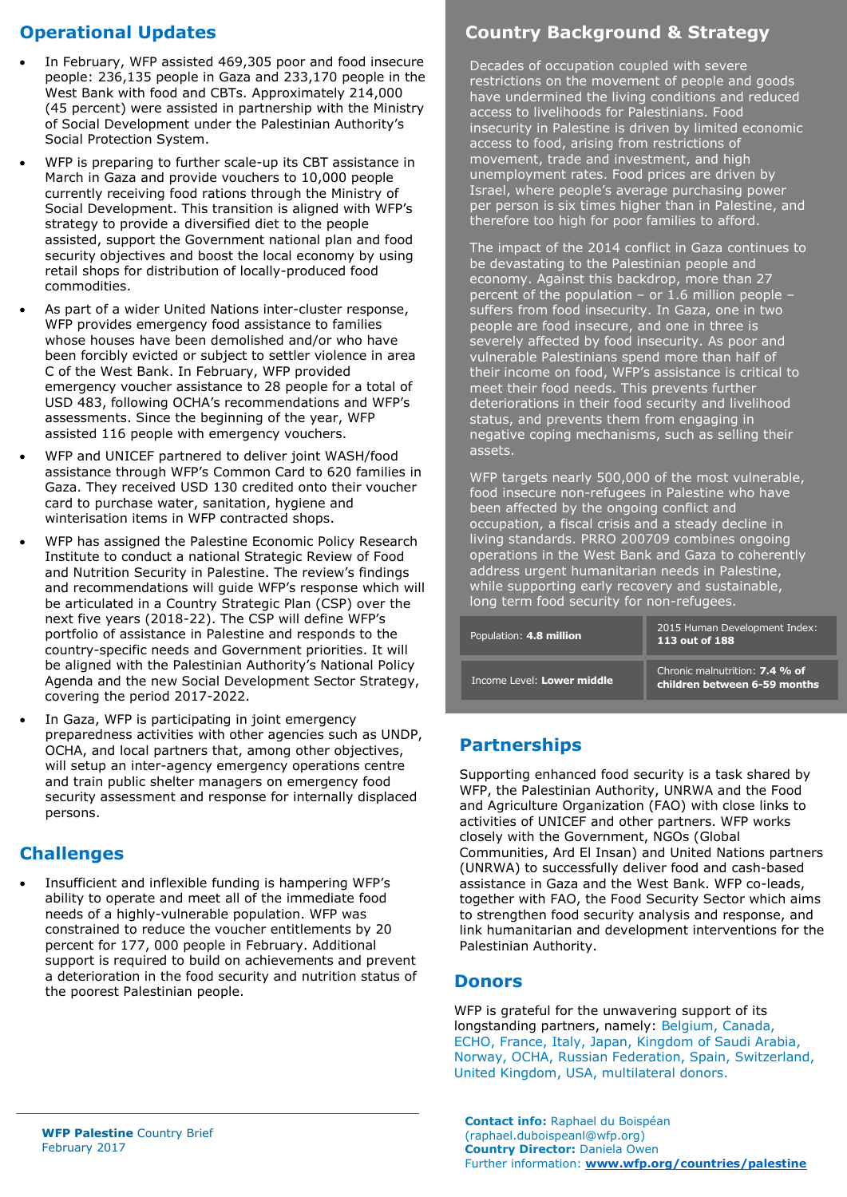## Operational Updates

- In February, WFP assisted 469,305 poor and food insecure people: 236,135 people in Gaza and 233,170 people in the West Bank with food and CBTs. Approximately 214,000 (45 percent) were assisted in partnership with the Ministry of Social Development under the Palestinian Authority's Social Protection System.
- WFP is preparing to further scale-up its CBT assistance in March in Gaza and provide vouchers to 10,000 people currently receiving food rations through the Ministry of Social Development. This transition is aligned with WFP's strategy to provide a diversified diet to the people assisted, support the Government national plan and food security objectives and boost the local economy by using retail shops for distribution of locally-produced food commodities.
- As part of a wider United Nations inter-cluster response, WFP provides emergency food assistance to families whose houses have been demolished and/or who have been forcibly evicted or subject to settler violence in area C of the West Bank. In February, WFP provided emergency voucher assistance to 28 people for a total of USD 483, following OCHA's recommendations and WFP's assessments. Since the beginning of the year, WFP assisted 116 people with emergency vouchers.
- WFP and UNICEF partnered to deliver joint WASH/food assistance through WFP's Common Card to 620 families in Gaza. They received USD 130 credited onto their voucher card to purchase water, sanitation, hygiene and winterisation items in WFP contracted shops.
- WFP has assigned the Palestine Economic Policy Research Institute to conduct a national Strategic Review of Food and Nutrition Security in Palestine. The review's findings and recommendations will guide WFP's response which will be articulated in a Country Strategic Plan (CSP) over the next five years (2018-22). The CSP will define WFP's portfolio of assistance in Palestine and responds to the country-specific needs and Government priorities. It will be aligned with the Palestinian Authority's National Policy Agenda and the new Social Development Sector Strategy, covering the period 2017-2022.
- In Gaza, WFP is participating in joint emergency preparedness activities with other agencies such as UNDP, OCHA, and local partners that, among other objectives, will setup an inter-agency emergency operations centre and train public shelter managers on emergency food security assessment and response for internally displaced persons.

## Challenges

- Insufficient and inflexible funding is hampering WFP's ability to operate and meet all of the immediate food needs of a highly-vulnerable population. WFP was constrained to reduce the voucher entitlements by 20 percent for 177, 000 people in February. Additional support is required to build on achievements and prevent a deterioration in the food security and nutrition status of the poorest Palestinian people.

## Country Background & Strategy

Decades of occupation coupled with severe restrictions on the movement of people and goods have undermined the living conditions and reduced access to livelihoods for Palestinians. Food insecurity in Palestine is driven by limited economic access to food, arising from restrictions of movement, trade and investment, and high unemployment rates. Food prices are driven by Israel, where people's average purchasing power per person is six times higher than in Palestine, and therefore too high for poor families to afford.

The impact of the 2014 conflict in Gaza continues to be devastating to the Palestinian people and economy. Against this backdrop, more than 27 percent of the population – or 1.6 million people – suffers from food insecurity. In Gaza, one in two people are food insecure, and one in three is severely affected by food insecurity. As poor and vulnerable Palestinians spend more than half of their income on food, WFP's assistance is critical to meet their food needs. This prevents further deteriorations in their food security and livelihood status, and prevents them from engaging in negative coping mechanisms, such as selling their assets.

WFP targets nearly 500,000 of the most vulnerable, food insecure non-refugees in Palestine who have been affected by the ongoing conflict and occupation, a fiscal crisis and a steady decline in living standards. PRRO 200709 combines ongoing operations in the West Bank and Gaza to coherently address urgent humanitarian needs in Palestine, while supporting early recovery and sustainable, long term food security for non-refugees.

| | |
|---|---|
| Population: **4.8 million** | 2015 Human Development Index: **113 out of 188** |
| Income Level: **Lower middle** | Chronic malnutrition: **7.4 % of children between 6-59 months** |

## Partnerships

Supporting enhanced food security is a task shared by WFP, the Palestinian Authority, UNRWA and the Food and Agriculture Organization (FAO) with close links to activities of UNICEF and other partners. WFP works closely with the Government, NGOs (Global Communities, Ard El Insan) and United Nations partners (UNRWA) to successfully deliver food and cash-based assistance in Gaza and the West Bank. WFP co-leads, together with FAO, the Food Security Sector which aims to strengthen food security analysis and response, and link humanitarian and development interventions for the Palestinian Authority.

## Donors

WFP is grateful for the unwavering support of its longstanding partners, namely: Belgium, Canada, ECHO, France, Italy, Japan, Kingdom of Saudi Arabia, Norway, OCHA, Russian Federation, Spain, Switzerland, United Kingdom, USA, multilateral donors.

**WFP Palestine** Country Brief
February 2017

**Contact info:** Raphael du Boispéan (raphael.duboispeanl@wfp.org)
**Country Director:** Daniela Owen
Further information: **www.wfp.org/countries/palestine**